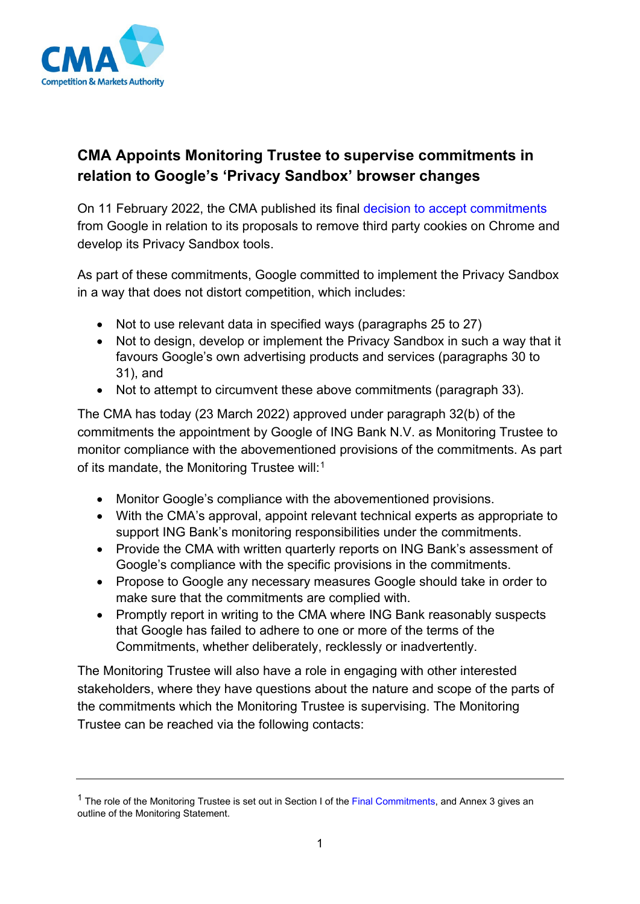# CMA Appoints Monitoring Trustee to supervise commitments in relation to Google's 'Privacy Sandbox' browser changes

On 11 February 2022, the CMA published its final decision to accept commitments from Google in relation to its proposals to remove third party cookies on Chrome and develop its Privacy Sandbox tools.

As part of these commitments, Google committed to implement the Privacy Sandbox in a way that does not distort competition, which includes:

- Not to use relevant data in specified ways (paragraphs 25 to 27)
- Not to design, develop or implement the Privacy Sandbox in such a way that it favours Google's own advertising products and services (paragraphs 30 to 31), and
- Not to attempt to circumvent these above commitments (paragraph 33).

The CMA has today (23 March 2022) approved under paragraph 32(b) of the commitments the appointment by Google of ING Bank N.V. as Monitoring Trustee to monitor compliance with the abovementioned provisions of the commitments. As part of its mandate, the Monitoring Trustee will:[1]

- Monitor Google's compliance with the abovementioned provisions.
- With the CMA's approval, appoint relevant technical experts as appropriate to support ING Bank's monitoring responsibilities under the commitments.
- Provide the CMA with written quarterly reports on ING Bank's assessment of Google's compliance with the specific provisions in the commitments.
- Propose to Google any necessary measures Google should take in order to make sure that the commitments are complied with.
- Promptly report in writing to the CMA where ING Bank reasonably suspects that Google has failed to adhere to one or more of the terms of the Commitments, whether deliberately, recklessly or inadvertently.

The Monitoring Trustee will also have a role in engaging with other interested stakeholders, where they have questions about the nature and scope of the parts of the commitments which the Monitoring Trustee is supervising. The Monitoring Trustee can be reached via the following contacts:

---

[1] The role of the Monitoring Trustee is set out in Section I of the Final Commitments, and Annex 3 gives an outline of the Monitoring Statement.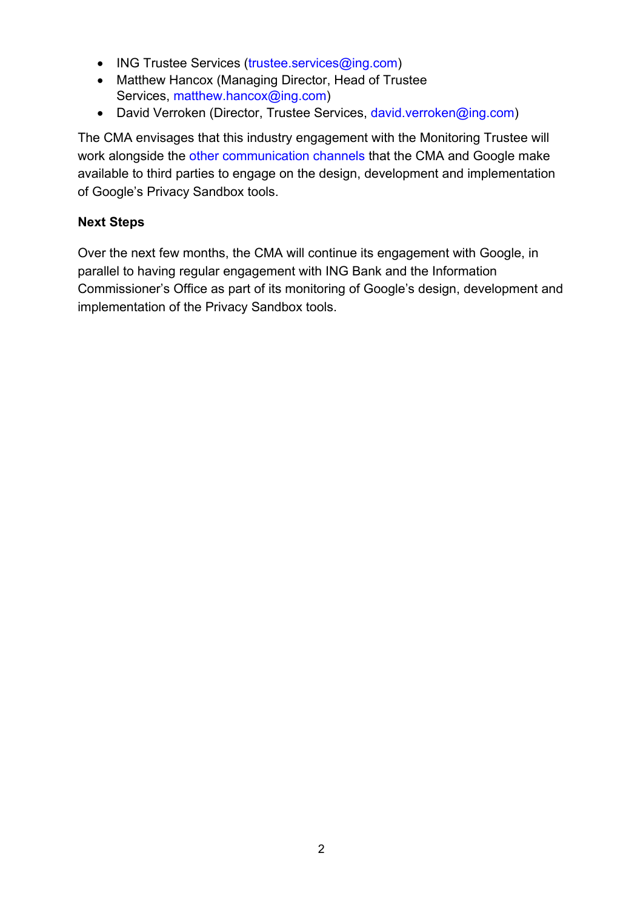- ING Trustee Services (trustee.services@ing.com)
- Matthew Hancox (Managing Director, Head of Trustee Services, matthew.hancox@ing.com)
- David Verroken (Director, Trustee Services, david.verroken@ing.com)

The CMA envisages that this industry engagement with the Monitoring Trustee will work alongside the other communication channels that the CMA and Google make available to third parties to engage on the design, development and implementation of Google's Privacy Sandbox tools.

**Next Steps**

Over the next few months, the CMA will continue its engagement with Google, in parallel to having regular engagement with ING Bank and the Information Commissioner's Office as part of its monitoring of Google's design, development and implementation of the Privacy Sandbox tools.